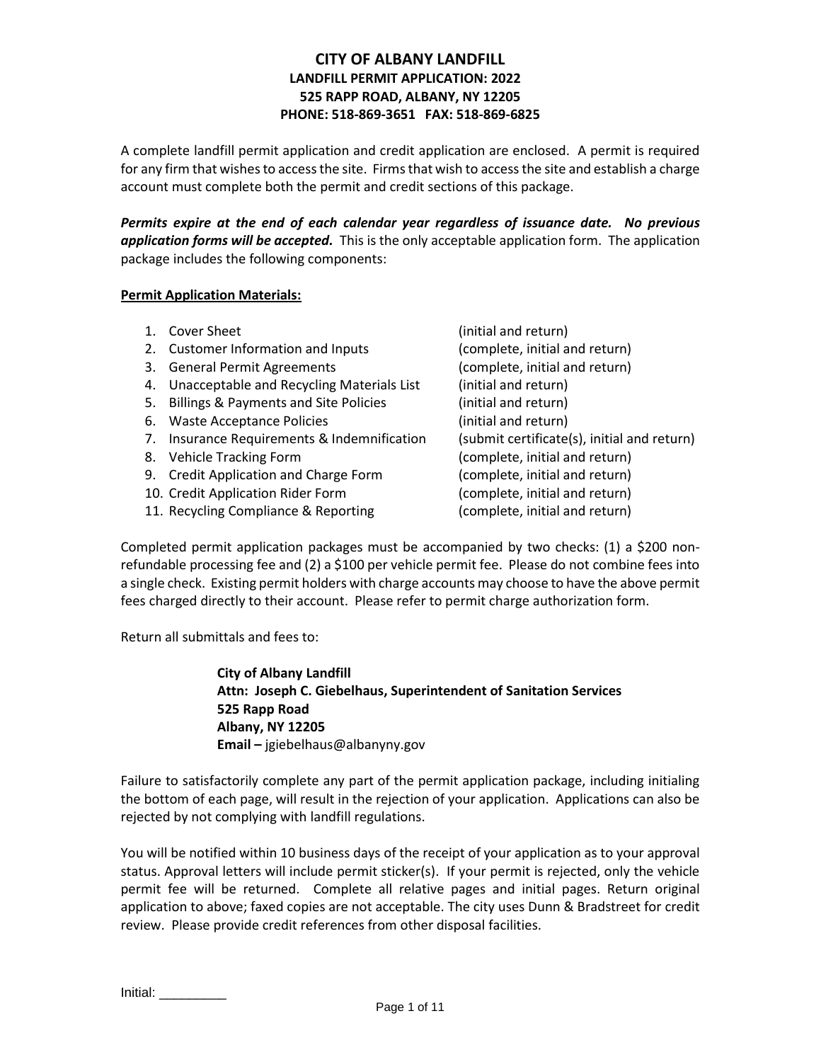# CITY OF ALBANY LANDFILL

**LANDFILL PERMIT APPLICATION: 2022**
**525 RAPP ROAD, ALBANY, NY 12205**
**PHONE: 518-869-3651 FAX: 518-869-6825**

A complete landfill permit application and credit application are enclosed. A permit is required for any firm that wishes to access the site. Firms that wish to access the site and establish a charge account must complete both the permit and credit sections of this package.

***Permits expire at the end of each calendar year regardless of issuance date. No previous application forms will be accepted.*** This is the only acceptable application form. The application package includes the following components:

**Permit Application Materials:**

1. Cover Sheet (initial and return)
2. Customer Information and Inputs (complete, initial and return)
3. General Permit Agreements (complete, initial and return)
4. Unacceptable and Recycling Materials List (initial and return)
5. Billings & Payments and Site Policies (initial and return)
6. Waste Acceptance Policies (initial and return)
7. Insurance Requirements & Indemnification (submit certificate(s), initial and return)
8. Vehicle Tracking Form (complete, initial and return)
9. Credit Application and Charge Form (complete, initial and return)
10. Credit Application Rider Form (complete, initial and return)
11. Recycling Compliance & Reporting (complete, initial and return)

Completed permit application packages must be accompanied by two checks: (1) a $200 non-refundable processing fee and (2) a $100 per vehicle permit fee. Please do not combine fees into a single check. Existing permit holders with charge accounts may choose to have the above permit fees charged directly to their account. Please refer to permit charge authorization form.

Return all submittals and fees to:

> **City of Albany Landfill**
> **Attn: Joseph C. Giebelhaus, Superintendent of Sanitation Services**
> **525 Rapp Road**
> **Albany, NY 12205**
> **Email –** jgiebelhaus@albanyny.gov

Failure to satisfactorily complete any part of the permit application package, including initialing the bottom of each page, will result in the rejection of your application. Applications can also be rejected by not complying with landfill regulations.

You will be notified within 10 business days of the receipt of your application as to your approval status. Approval letters will include permit sticker(s). If your permit is rejected, only the vehicle permit fee will be returned. Complete all relative pages and initial pages. Return original application to above; faxed copies are not acceptable. The city uses Dunn & Bradstreet for credit review. Please provide credit references from other disposal facilities.

Initial: _________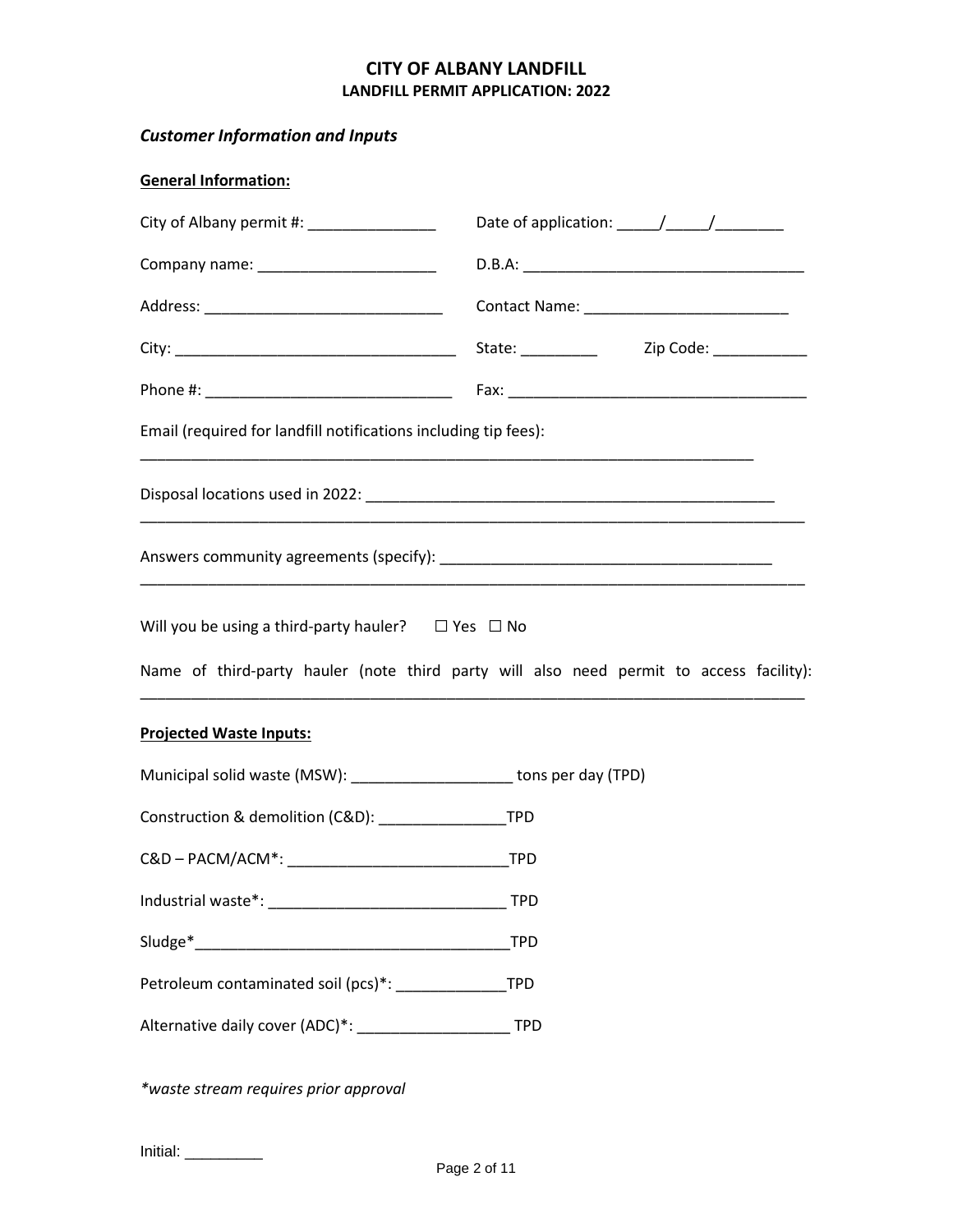# CITY OF ALBANY LANDFILL

## LANDFILL PERMIT APPLICATION: 2022

### *Customer Information and Inputs*

**General Information:**

City of Albany permit #: _______________ Date of application: _____/_____/________

Company name: _____________________ D.B.A: _________________________________

Address: ____________________________ Contact Name: ________________________

City: _________________________________ State: _________ Zip Code: ___________

Phone #: _____________________________ Fax: ___________________________________

Email (required for landfill notifications including tip fees):

___________________________________________________________________________

Disposal locations used in 2022: _________________________________________________

_______________________________________________________________________________

Answers community agreements (specify): _______________________________________

_______________________________________________________________________________

Will you be using a third-party hauler? ☐ Yes ☐ No

Name of third-party hauler (note third party will also need permit to access facility):

_______________________________________________________________________________

**Projected Waste Inputs:**

Municipal solid waste (MSW): ___________________ tons per day (TPD)

Construction & demolition (C&D): _______________TPD

C&D – PACM/ACM*: __________________________TPD

Industrial waste*: ___________________________ TPD

Sludge*____________________________________TPD

Petroleum contaminated soil (pcs)*: _____________TPD

Alternative daily cover (ADC)*: _________________ TPD

*\*waste stream requires prior approval*

Initial: _________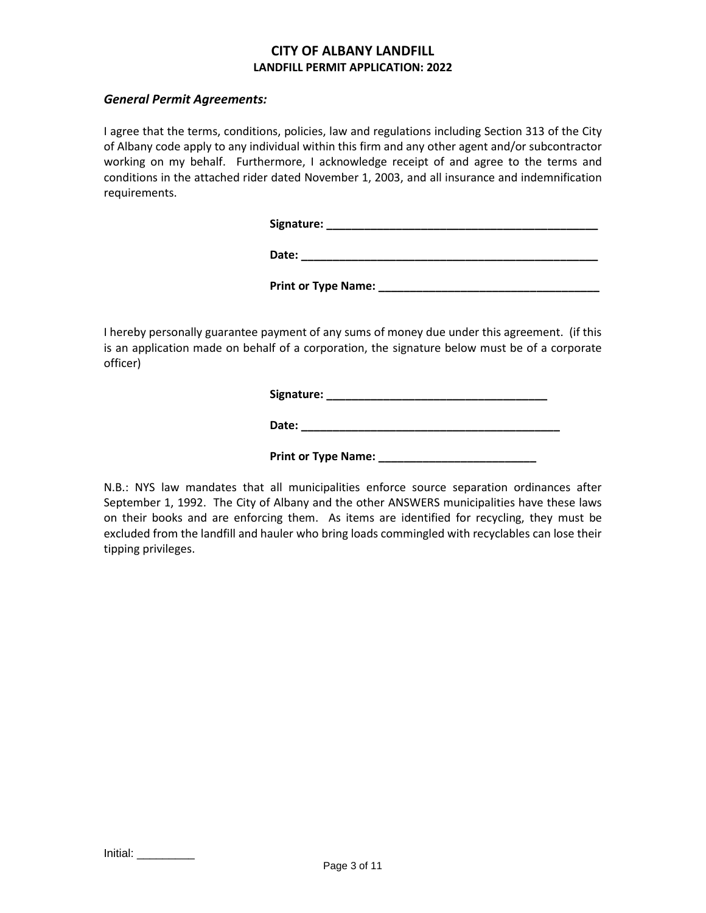# CITY OF ALBANY LANDFILL

## LANDFILL PERMIT APPLICATION: 2022

***General Permit Agreements:***

I agree that the terms, conditions, policies, law and regulations including Section 313 of the City of Albany code apply to any individual within this firm and any other agent and/or subcontractor working on my behalf. Furthermore, I acknowledge receipt of and agree to the terms and conditions in the attached rider dated November 1, 2003, and all insurance and indemnification requirements.

**Signature:** ____________________________________________

**Date:** ________________________________________________

**Print or Type Name:** ___________________________________

I hereby personally guarantee payment of any sums of money due under this agreement. (if this is an application made on behalf of a corporation, the signature below must be of a corporate officer)

**Signature:** ___________________________________

**Date:** _________________________________________

**Print or Type Name:** _________________________

N.B.: NYS law mandates that all municipalities enforce source separation ordinances after September 1, 1992. The City of Albany and the other ANSWERS municipalities have these laws on their books and are enforcing them. As items are identified for recycling, they must be excluded from the landfill and hauler who bring loads commingled with recyclables can lose their tipping privileges.

Initial: _________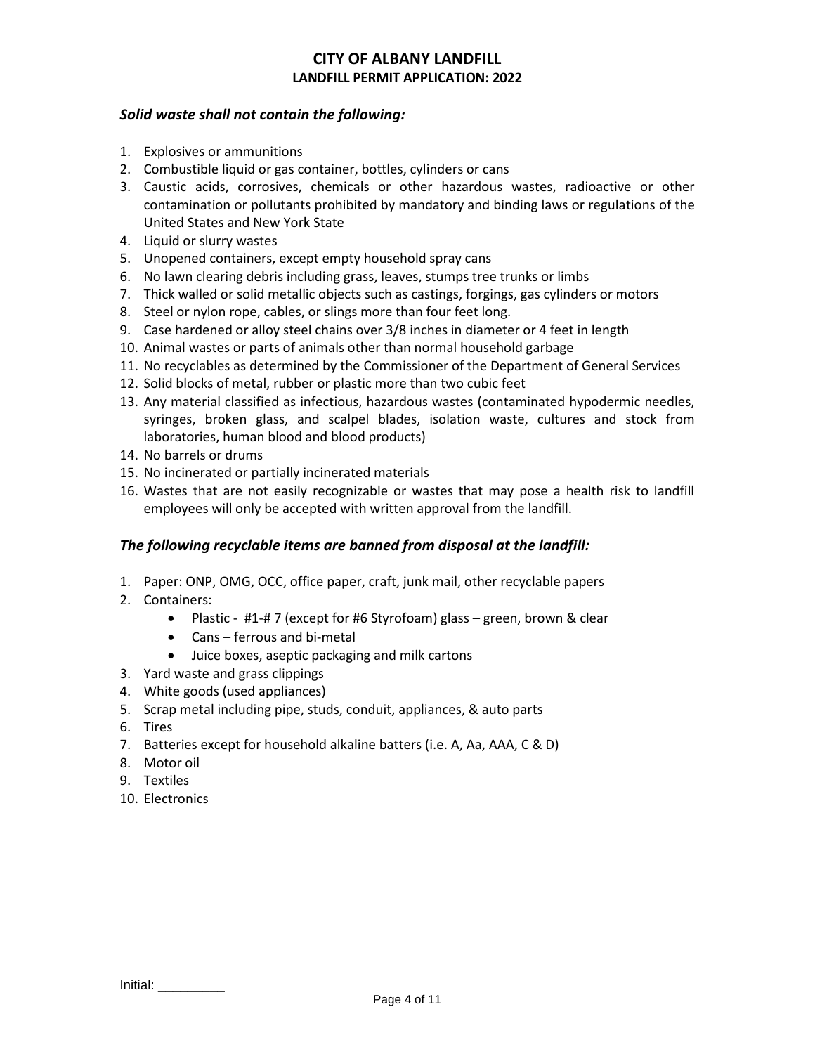# CITY OF ALBANY LANDFILL

## LANDFILL PERMIT APPLICATION: 2022

### *Solid waste shall not contain the following:*

1. Explosives or ammunitions
2. Combustible liquid or gas container, bottles, cylinders or cans
3. Caustic acids, corrosives, chemicals or other hazardous wastes, radioactive or other contamination or pollutants prohibited by mandatory and binding laws or regulations of the United States and New York State
4. Liquid or slurry wastes
5. Unopened containers, except empty household spray cans
6. No lawn clearing debris including grass, leaves, stumps tree trunks or limbs
7. Thick walled or solid metallic objects such as castings, forgings, gas cylinders or motors
8. Steel or nylon rope, cables, or slings more than four feet long.
9. Case hardened or alloy steel chains over 3/8 inches in diameter or 4 feet in length
10. Animal wastes or parts of animals other than normal household garbage
11. No recyclables as determined by the Commissioner of the Department of General Services
12. Solid blocks of metal, rubber or plastic more than two cubic feet
13. Any material classified as infectious, hazardous wastes (contaminated hypodermic needles, syringes, broken glass, and scalpel blades, isolation waste, cultures and stock from laboratories, human blood and blood products)
14. No barrels or drums
15. No incinerated or partially incinerated materials
16. Wastes that are not easily recognizable or wastes that may pose a health risk to landfill employees will only be accepted with written approval from the landfill.

### *The following recyclable items are banned from disposal at the landfill:*

1. Paper: ONP, OMG, OCC, office paper, craft, junk mail, other recyclable papers
2. Containers:
   - Plastic - #1-# 7 (except for #6 Styrofoam) glass – green, brown & clear
   - Cans – ferrous and bi-metal
   - Juice boxes, aseptic packaging and milk cartons
3. Yard waste and grass clippings
4. White goods (used appliances)
5. Scrap metal including pipe, studs, conduit, appliances, & auto parts
6. Tires
7. Batteries except for household alkaline batters (i.e. A, Aa, AAA, C & D)
8. Motor oil
9. Textiles
10. Electronics

Initial: _________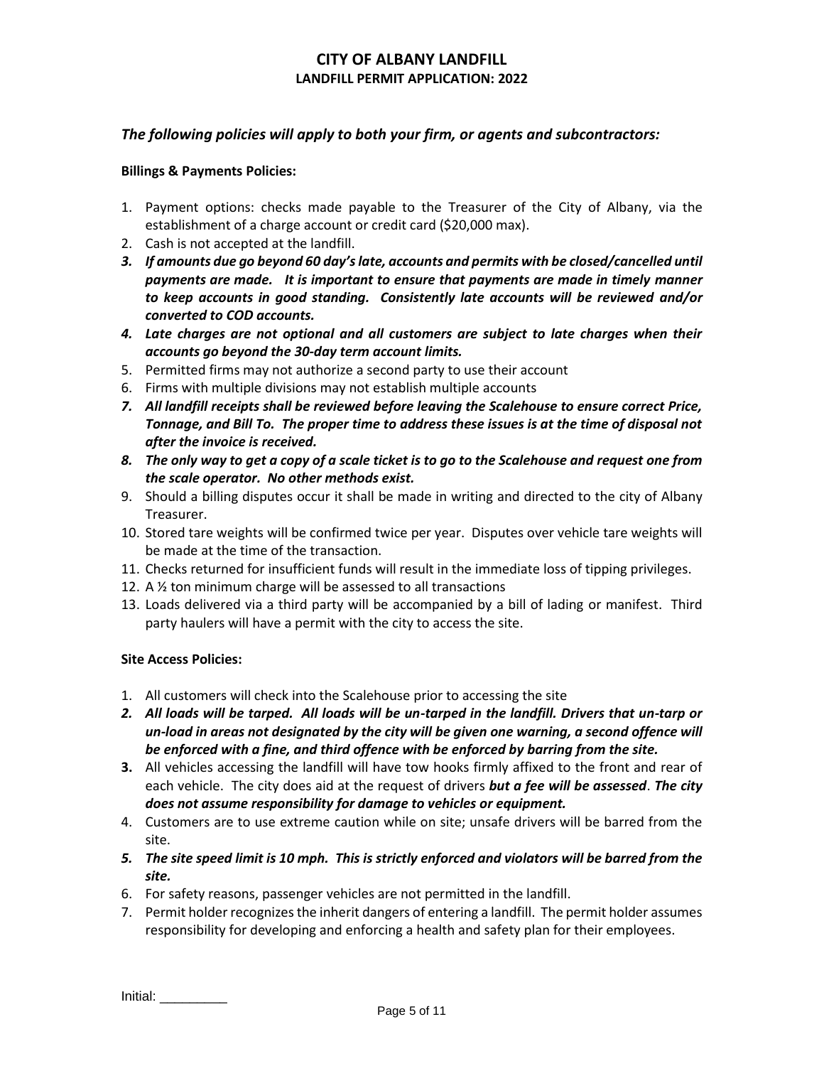# CITY OF ALBANY LANDFILL

## LANDFILL PERMIT APPLICATION: 2022

***The following policies will apply to both your firm, or agents and subcontractors:***

**Billings & Payments Policies:**

1. Payment options: checks made payable to the Treasurer of the City of Albany, via the establishment of a charge account or credit card ($20,000 max).
2. Cash is not accepted at the landfill.
3. ***If amounts due go beyond 60 day's late, accounts and permits with be closed/cancelled until payments are made. It is important to ensure that payments are made in timely manner to keep accounts in good standing. Consistently late accounts will be reviewed and/or converted to COD accounts.***
4. ***Late charges are not optional and all customers are subject to late charges when their accounts go beyond the 30-day term account limits.***
5. Permitted firms may not authorize a second party to use their account
6. Firms with multiple divisions may not establish multiple accounts
7. ***All landfill receipts shall be reviewed before leaving the Scalehouse to ensure correct Price, Tonnage, and Bill To. The proper time to address these issues is at the time of disposal not after the invoice is received.***
8. ***The only way to get a copy of a scale ticket is to go to the Scalehouse and request one from the scale operator. No other methods exist.***
9. Should a billing disputes occur it shall be made in writing and directed to the city of Albany Treasurer.
10. Stored tare weights will be confirmed twice per year. Disputes over vehicle tare weights will be made at the time of the transaction.
11. Checks returned for insufficient funds will result in the immediate loss of tipping privileges.
12. A ½ ton minimum charge will be assessed to all transactions
13. Loads delivered via a third party will be accompanied by a bill of lading or manifest. Third party haulers will have a permit with the city to access the site.

**Site Access Policies:**

1. All customers will check into the Scalehouse prior to accessing the site
2. ***All loads will be tarped. All loads will be un-tarped in the landfill. Drivers that un-tarp or un-load in areas not designated by the city will be given one warning, a second offence will be enforced with a fine, and third offence with be enforced by barring from the site.***
3. All vehicles accessing the landfill will have tow hooks firmly affixed to the front and rear of each vehicle. The city does aid at the request of drivers ***but a fee will be assessed***. ***The city does not assume responsibility for damage to vehicles or equipment.***
4. Customers are to use extreme caution while on site; unsafe drivers will be barred from the site.
5. ***The site speed limit is 10 mph. This is strictly enforced and violators will be barred from the site.***
6. For safety reasons, passenger vehicles are not permitted in the landfill.
7. Permit holder recognizes the inherit dangers of entering a landfill. The permit holder assumes responsibility for developing and enforcing a health and safety plan for their employees.

Initial: _________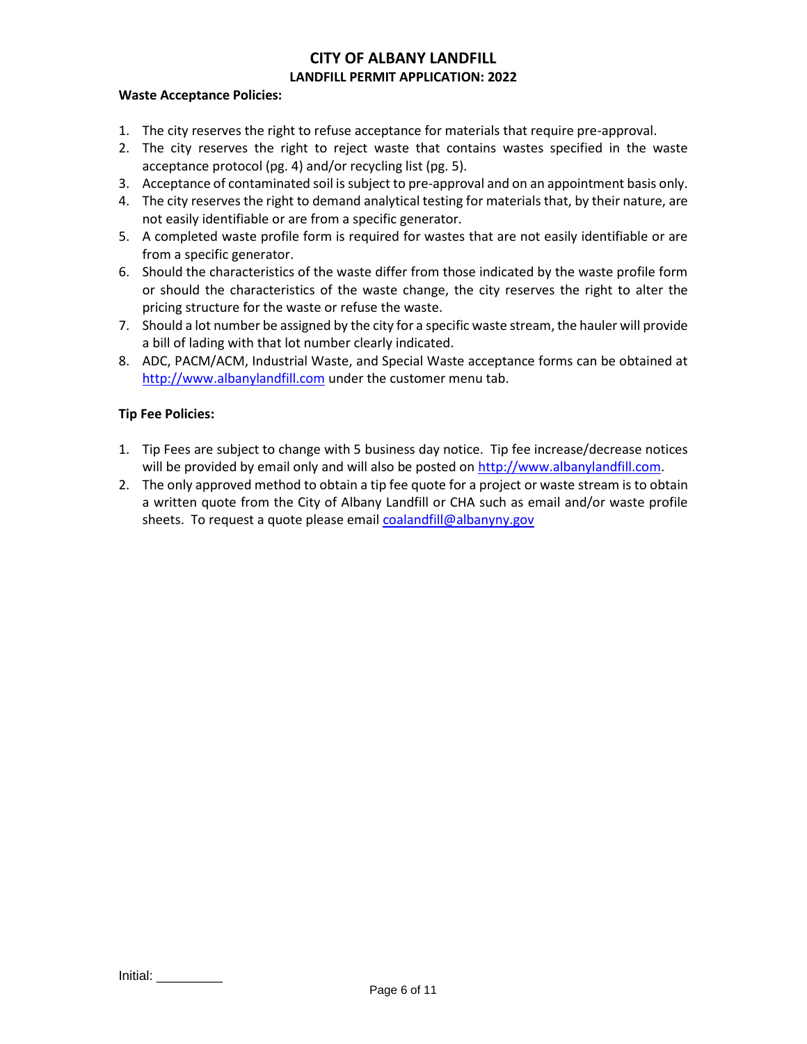# CITY OF ALBANY LANDFILL

## LANDFILL PERMIT APPLICATION: 2022

**Waste Acceptance Policies:**

1. The city reserves the right to refuse acceptance for materials that require pre-approval.
2. The city reserves the right to reject waste that contains wastes specified in the waste acceptance protocol (pg. 4) and/or recycling list (pg. 5).
3. Acceptance of contaminated soil is subject to pre-approval and on an appointment basis only.
4. The city reserves the right to demand analytical testing for materials that, by their nature, are not easily identifiable or are from a specific generator.
5. A completed waste profile form is required for wastes that are not easily identifiable or are from a specific generator.
6. Should the characteristics of the waste differ from those indicated by the waste profile form or should the characteristics of the waste change, the city reserves the right to alter the pricing structure for the waste or refuse the waste.
7. Should a lot number be assigned by the city for a specific waste stream, the hauler will provide a bill of lading with that lot number clearly indicated.
8. ADC, PACM/ACM, Industrial Waste, and Special Waste acceptance forms can be obtained at http://www.albanylandfill.com under the customer menu tab.

**Tip Fee Policies:**

1. Tip Fees are subject to change with 5 business day notice. Tip fee increase/decrease notices will be provided by email only and will also be posted on http://www.albanylandfill.com.
2. The only approved method to obtain a tip fee quote for a project or waste stream is to obtain a written quote from the City of Albany Landfill or CHA such as email and/or waste profile sheets. To request a quote please email coalandfill@albanyny.gov

Initial: _________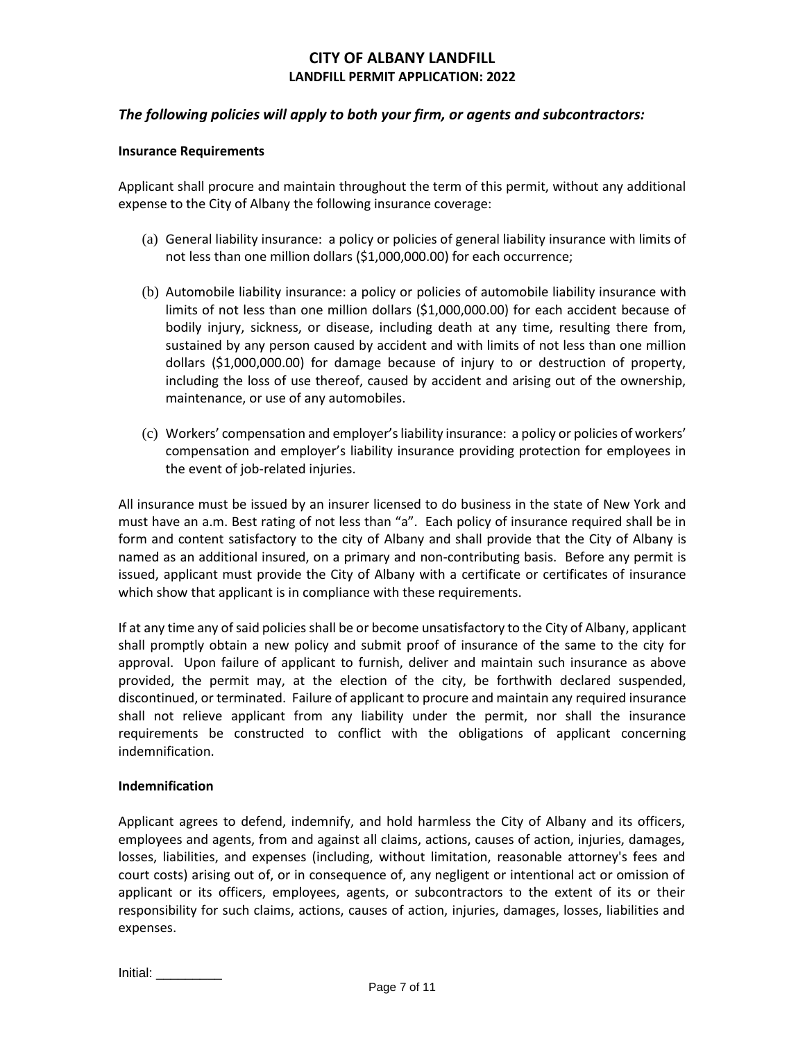# CITY OF ALBANY LANDFILL

## LANDFILL PERMIT APPLICATION: 2022

### *The following policies will apply to both your firm, or agents and subcontractors:*

**Insurance Requirements**

Applicant shall procure and maintain throughout the term of this permit, without any additional expense to the City of Albany the following insurance coverage:

(a) General liability insurance: a policy or policies of general liability insurance with limits of not less than one million dollars ($1,000,000.00) for each occurrence;

(b) Automobile liability insurance: a policy or policies of automobile liability insurance with limits of not less than one million dollars ($1,000,000.00) for each accident because of bodily injury, sickness, or disease, including death at any time, resulting there from, sustained by any person caused by accident and with limits of not less than one million dollars ($1,000,000.00) for damage because of injury to or destruction of property, including the loss of use thereof, caused by accident and arising out of the ownership, maintenance, or use of any automobiles.

(c) Workers' compensation and employer's liability insurance: a policy or policies of workers' compensation and employer's liability insurance providing protection for employees in the event of job-related injuries.

All insurance must be issued by an insurer licensed to do business in the state of New York and must have an a.m. Best rating of not less than "a". Each policy of insurance required shall be in form and content satisfactory to the city of Albany and shall provide that the City of Albany is named as an additional insured, on a primary and non-contributing basis. Before any permit is issued, applicant must provide the City of Albany with a certificate or certificates of insurance which show that applicant is in compliance with these requirements.

If at any time any of said policies shall be or become unsatisfactory to the City of Albany, applicant shall promptly obtain a new policy and submit proof of insurance of the same to the city for approval. Upon failure of applicant to furnish, deliver and maintain such insurance as above provided, the permit may, at the election of the city, be forthwith declared suspended, discontinued, or terminated. Failure of applicant to procure and maintain any required insurance shall not relieve applicant from any liability under the permit, nor shall the insurance requirements be constructed to conflict with the obligations of applicant concerning indemnification.

**Indemnification**

Applicant agrees to defend, indemnify, and hold harmless the City of Albany and its officers, employees and agents, from and against all claims, actions, causes of action, injuries, damages, losses, liabilities, and expenses (including, without limitation, reasonable attorney's fees and court costs) arising out of, or in consequence of, any negligent or intentional act or omission of applicant or its officers, employees, agents, or subcontractors to the extent of its or their responsibility for such claims, actions, causes of action, injuries, damages, losses, liabilities and expenses.

Initial: _________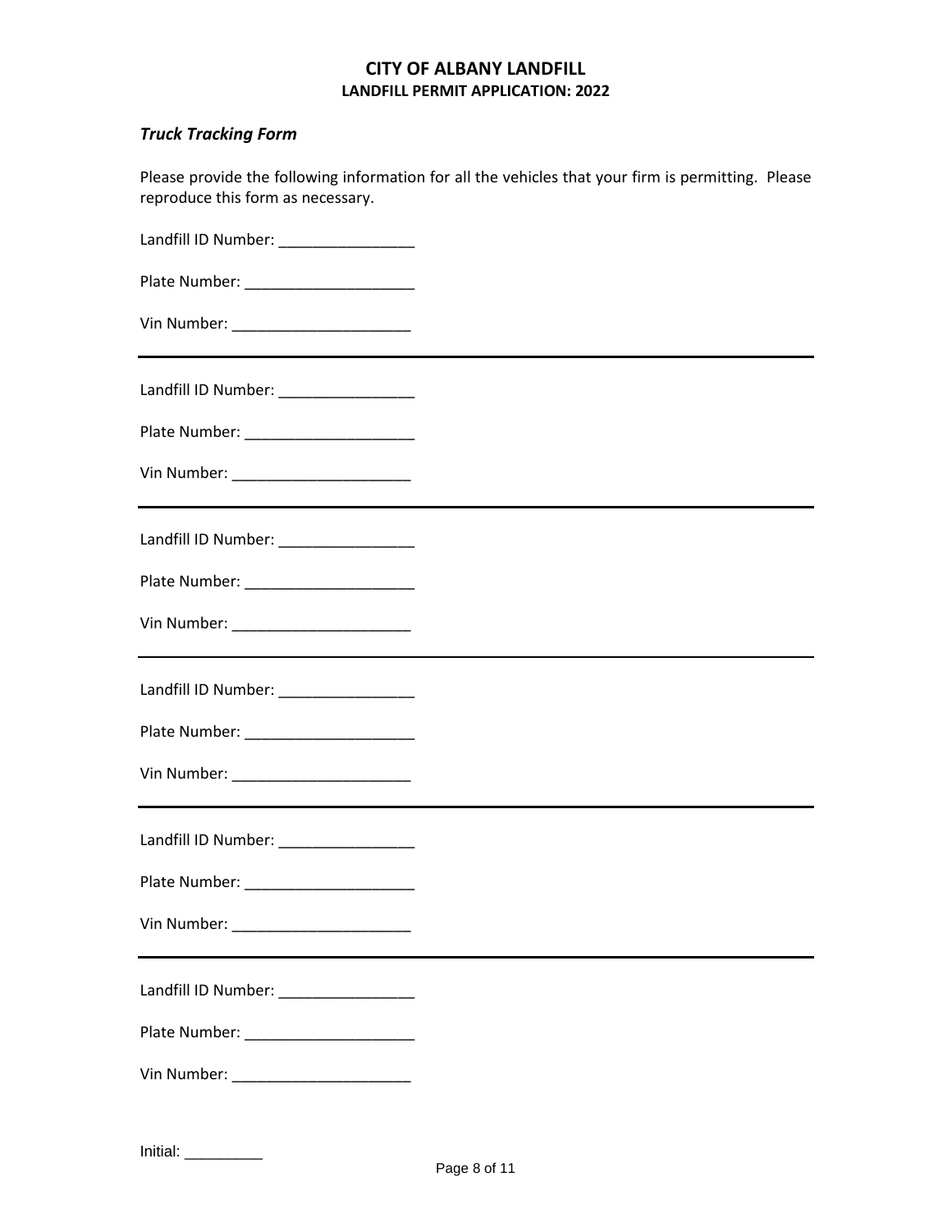# CITY OF ALBANY LANDFILL
## LANDFILL PERMIT APPLICATION: 2022

### *Truck Tracking Form*

Please provide the following information for all the vehicles that your firm is permitting. Please reproduce this form as necessary.

Landfill ID Number: ________________

Plate Number: ____________________

Vin Number: _____________________

---

Landfill ID Number: ________________

Plate Number: ____________________

Vin Number: _____________________

---

Landfill ID Number: ________________

Plate Number: ____________________

Vin Number: _____________________

---

Landfill ID Number: ________________

Plate Number: ____________________

Vin Number: _____________________

---

Landfill ID Number: ________________

Plate Number: ____________________

Vin Number: _____________________

---

Landfill ID Number: ________________

Plate Number: ____________________

Vin Number: _____________________

Initial: _________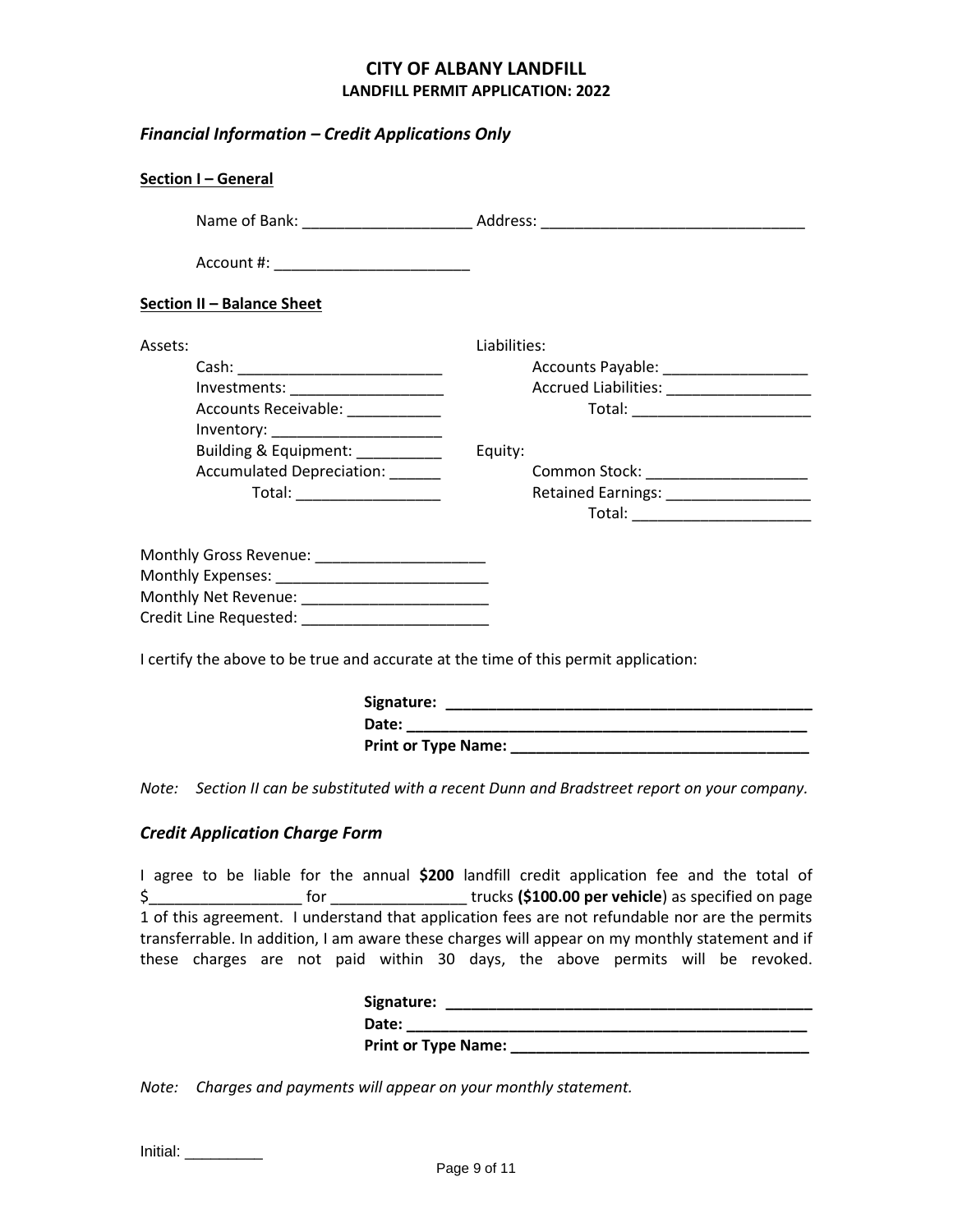# CITY OF ALBANY LANDFILL
## LANDFILL PERMIT APPLICATION: 2022

### *Financial Information – Credit Applications Only*

**Section I – General**

Name of Bank: ____________________ Address: _______________________________

Account #: _______________________

**Section II – Balance Sheet**

Assets:

- Cash: ________________________
- Investments: __________________
- Accounts Receivable: ___________
- Inventory: ____________________
- Building & Equipment: __________
- Accumulated Depreciation: ______
- Total: _________________

Liabilities:

- Accounts Payable: _________________
- Accrued Liabilities: _________________
- Total: _____________________

Equity:

- Common Stock: ___________________
- Retained Earnings: _________________
- Total: _____________________

Monthly Gross Revenue: ____________________
Monthly Expenses: _________________________
Monthly Net Revenue: ______________________
Credit Line Requested: ______________________

I certify the above to be true and accurate at the time of this permit application:

**Signature: ___________________________________________**
**Date: ________________________________________________**
**Print or Type Name: ___________________________________**

*Note: Section II can be substituted with a recent Dunn and Bradstreet report on your company.*

### *Credit Application Charge Form*

I agree to be liable for the annual **$200** landfill credit application fee and the total of $_________________ for _______________ trucks **($100.00 per vehicle**) as specified on page 1 of this agreement. I understand that application fees are not refundable nor are the permits transferrable. In addition, I am aware these charges will appear on my monthly statement and if these charges are not paid within 30 days, the above permits will be revoked.

**Signature: ___________________________________________**
**Date: ________________________________________________**
**Print or Type Name: ___________________________________**

*Note: Charges and payments will appear on your monthly statement.*

Initial: _________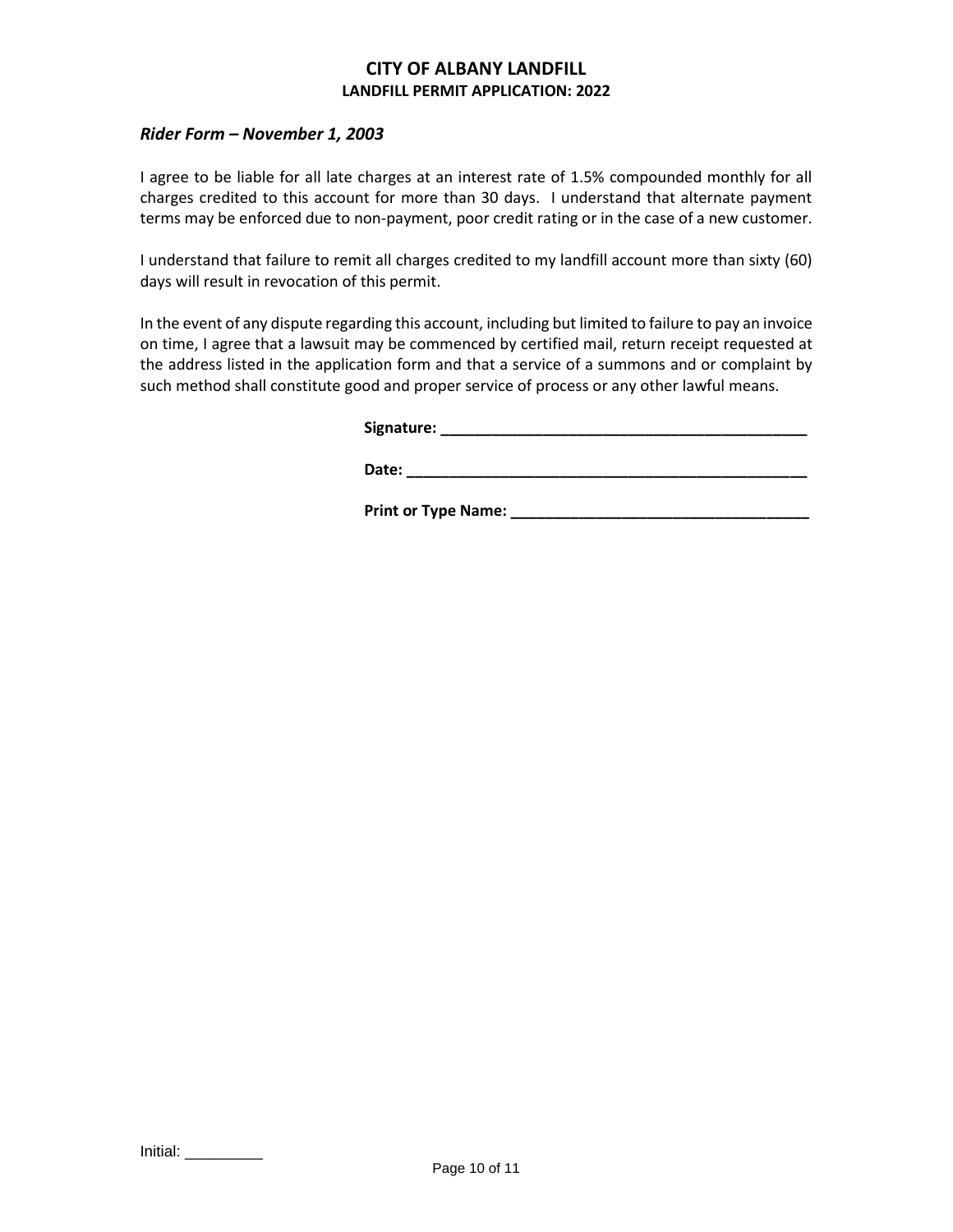# CITY OF ALBANY LANDFILL

## LANDFILL PERMIT APPLICATION: 2022

### *Rider Form – November 1, 2003*

I agree to be liable for all late charges at an interest rate of 1.5% compounded monthly for all charges credited to this account for more than 30 days. I understand that alternate payment terms may be enforced due to non-payment, poor credit rating or in the case of a new customer.

I understand that failure to remit all charges credited to my landfill account more than sixty (60) days will result in revocation of this permit.

In the event of any dispute regarding this account, including but limited to failure to pay an invoice on time, I agree that a lawsuit may be commenced by certified mail, return receipt requested at the address listed in the application form and that a service of a summons and or complaint by such method shall constitute good and proper service of process or any other lawful means.

**Signature:** ___________________________________________

**Date:** ________________________________________________

**Print or Type Name:** ___________________________________

Initial: _________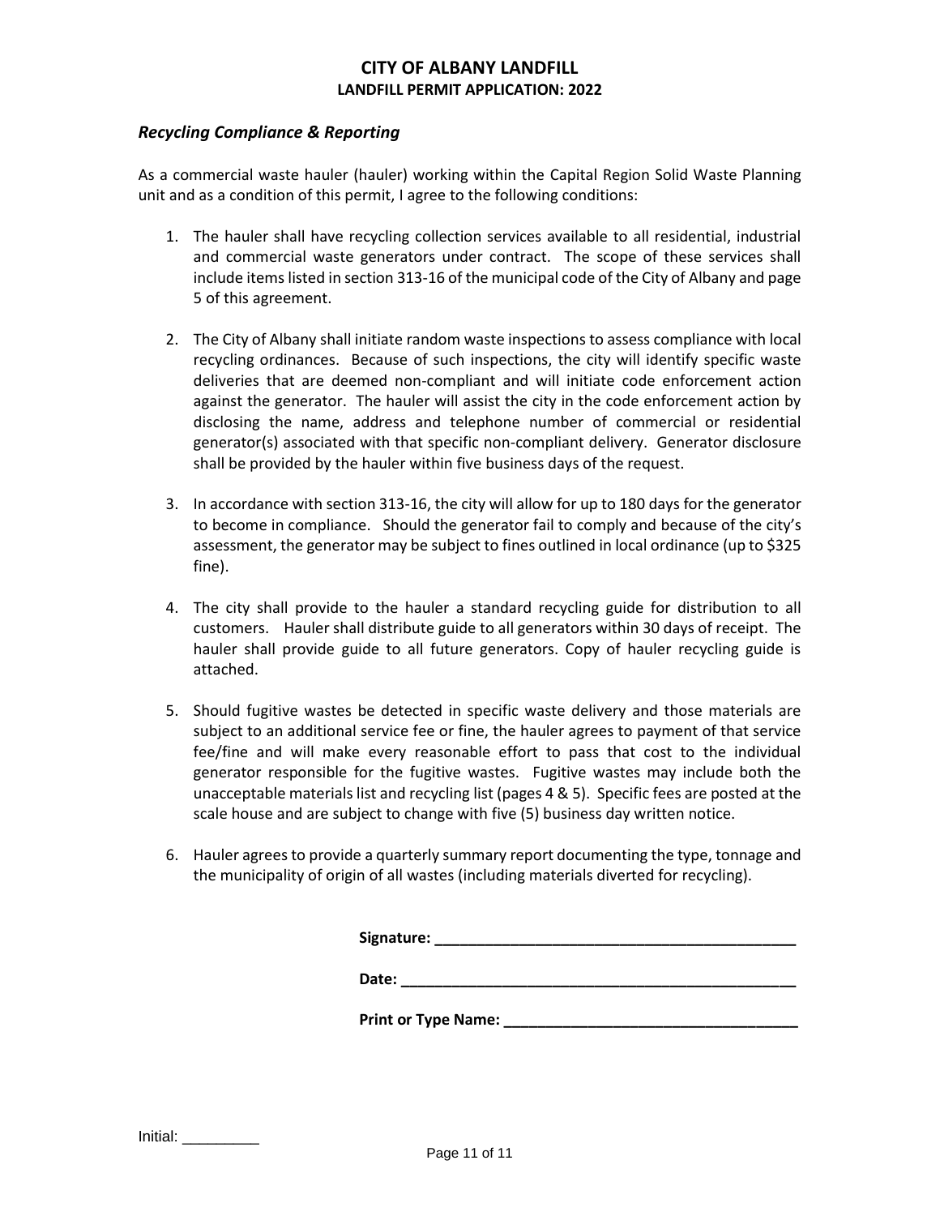# CITY OF ALBANY LANDFILL

## LANDFILL PERMIT APPLICATION: 2022

### *Recycling Compliance & Reporting*

As a commercial waste hauler (hauler) working within the Capital Region Solid Waste Planning unit and as a condition of this permit, I agree to the following conditions:

1. The hauler shall have recycling collection services available to all residential, industrial and commercial waste generators under contract. The scope of these services shall include items listed in section 313-16 of the municipal code of the City of Albany and page 5 of this agreement.

2. The City of Albany shall initiate random waste inspections to assess compliance with local recycling ordinances. Because of such inspections, the city will identify specific waste deliveries that are deemed non-compliant and will initiate code enforcement action against the generator. The hauler will assist the city in the code enforcement action by disclosing the name, address and telephone number of commercial or residential generator(s) associated with that specific non-compliant delivery. Generator disclosure shall be provided by the hauler within five business days of the request.

3. In accordance with section 313-16, the city will allow for up to 180 days for the generator to become in compliance. Should the generator fail to comply and because of the city's assessment, the generator may be subject to fines outlined in local ordinance (up to $325 fine).

4. The city shall provide to the hauler a standard recycling guide for distribution to all customers. Hauler shall distribute guide to all generators within 30 days of receipt. The hauler shall provide guide to all future generators. Copy of hauler recycling guide is attached.

5. Should fugitive wastes be detected in specific waste delivery and those materials are subject to an additional service fee or fine, the hauler agrees to payment of that service fee/fine and will make every reasonable effort to pass that cost to the individual generator responsible for the fugitive wastes. Fugitive wastes may include both the unacceptable materials list and recycling list (pages 4 & 5). Specific fees are posted at the scale house and are subject to change with five (5) business day written notice.

6. Hauler agrees to provide a quarterly summary report documenting the type, tonnage and the municipality of origin of all wastes (including materials diverted for recycling).

**Signature:** ____________________________________________

**Date:** ________________________________________________

**Print or Type Name:** ___________________________________

Initial: _________